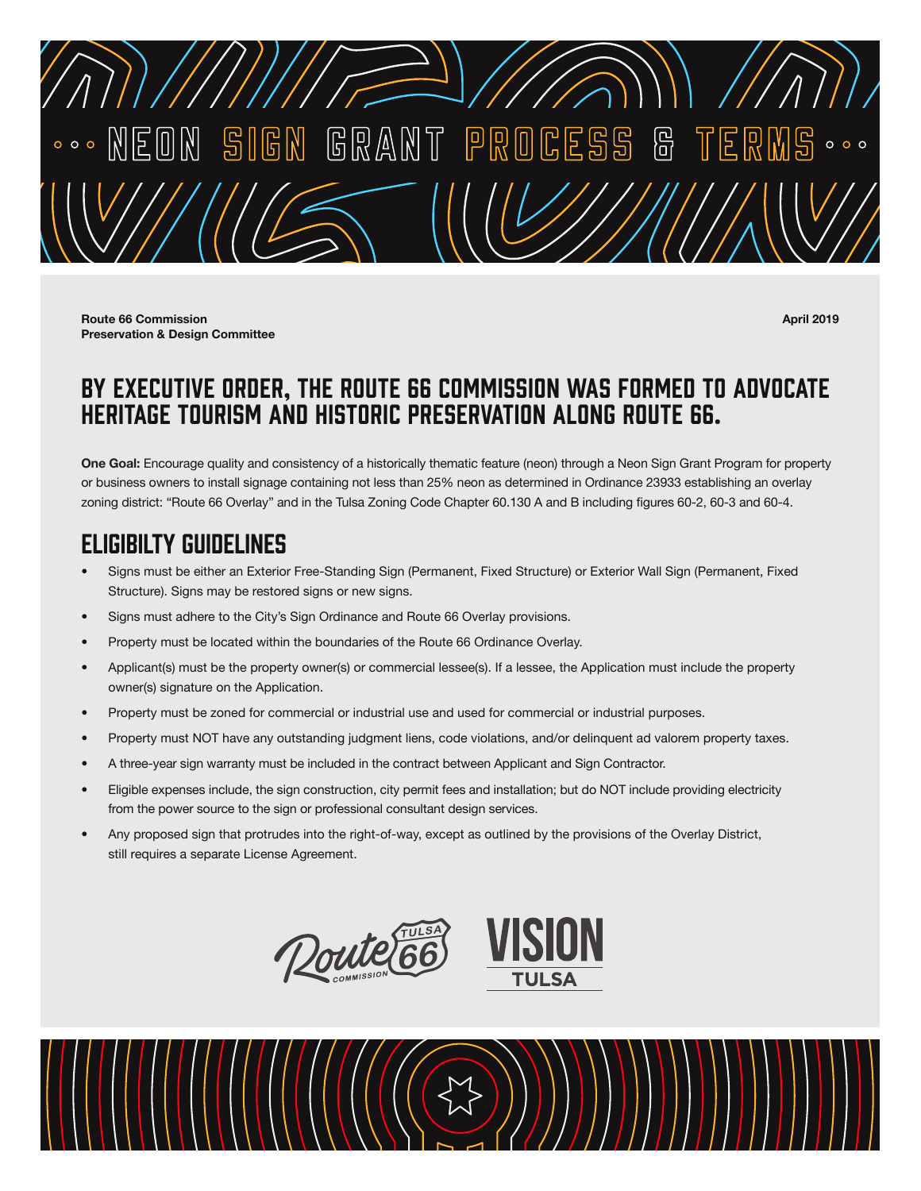# NEON SIGN GRANT PROCESS & TERMS

**Route 66 Commission**
**Preservation & Design Committee**

**April 2019**

## BY EXECUTIVE ORDER, THE ROUTE 66 COMMISSION WAS FORMED TO ADVOCATE HERITAGE TOURISM AND HISTORIC PRESERVATION ALONG ROUTE 66.

**One Goal:** Encourage quality and consistency of a historically thematic feature (neon) through a Neon Sign Grant Program for property or business owners to install signage containing not less than 25% neon as determined in Ordinance 23933 establishing an overlay zoning district: "Route 66 Overlay" and in the Tulsa Zoning Code Chapter 60.130 A and B including figures 60-2, 60-3 and 60-4.

## ELIGIBILTY GUIDELINES

- Signs must be either an Exterior Free-Standing Sign (Permanent, Fixed Structure) or Exterior Wall Sign (Permanent, Fixed Structure). Signs may be restored signs or new signs.
- Signs must adhere to the City's Sign Ordinance and Route 66 Overlay provisions.
- Property must be located within the boundaries of the Route 66 Ordinance Overlay.
- Applicant(s) must be the property owner(s) or commercial lessee(s). If a lessee, the Application must include the property owner(s) signature on the Application.
- Property must be zoned for commercial or industrial use and used for commercial or industrial purposes.
- Property must NOT have any outstanding judgment liens, code violations, and/or delinquent ad valorem property taxes.
- A three-year sign warranty must be included in the contract between Applicant and Sign Contractor.
- Eligible expenses include, the sign construction, city permit fees and installation; but do NOT include providing electricity from the power source to the sign or professional consultant design services.
- Any proposed sign that protrudes into the right-of-way, except as outlined by the provisions of the Overlay District, still requires a separate License Agreement.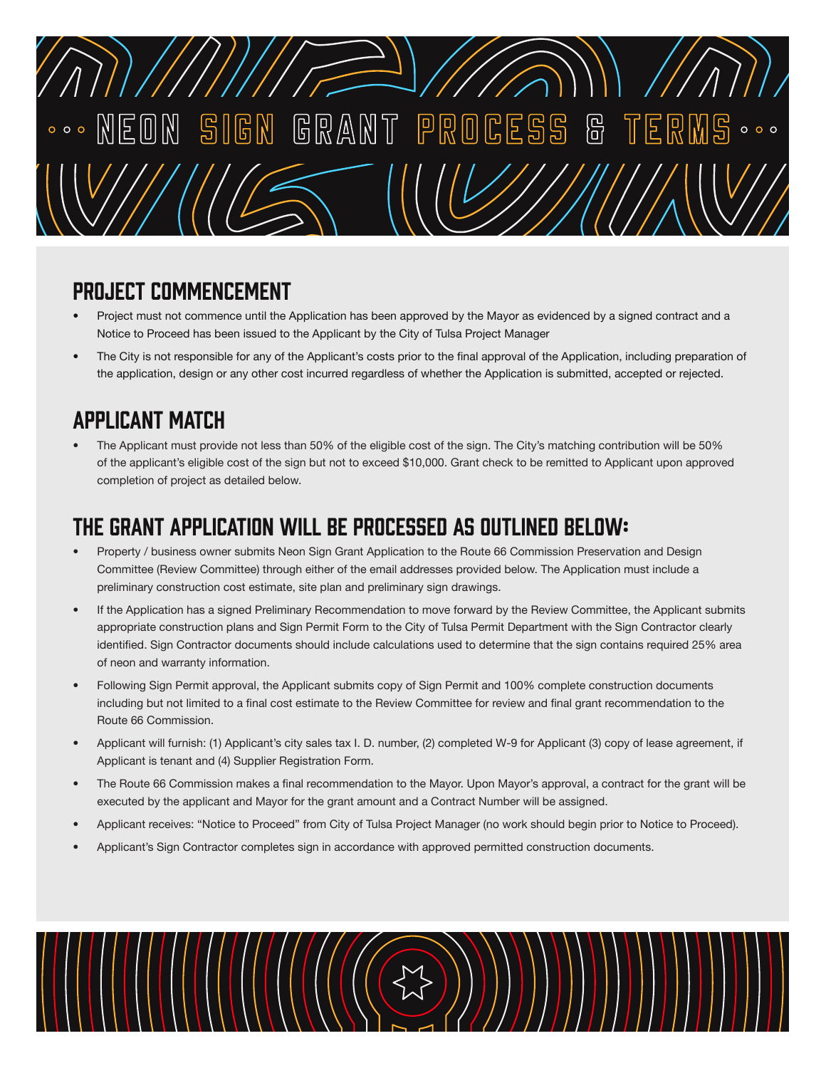# NEON SIGN GRANT PROCESS & TERMS

## PROJECT COMMENCEMENT

- Project must not commence until the Application has been approved by the Mayor as evidenced by a signed contract and a Notice to Proceed has been issued to the Applicant by the City of Tulsa Project Manager
- The City is not responsible for any of the Applicant's costs prior to the final approval of the Application, including preparation of the application, design or any other cost incurred regardless of whether the Application is submitted, accepted or rejected.

## APPLICANT MATCH

- The Applicant must provide not less than 50% of the eligible cost of the sign. The City's matching contribution will be 50% of the applicant's eligible cost of the sign but not to exceed $10,000. Grant check to be remitted to Applicant upon approved completion of project as detailed below.

## THE GRANT APPLICATION WILL BE PROCESSED AS OUTLINED BELOW:

- Property / business owner submits Neon Sign Grant Application to the Route 66 Commission Preservation and Design Committee (Review Committee) through either of the email addresses provided below. The Application must include a preliminary construction cost estimate, site plan and preliminary sign drawings.
- If the Application has a signed Preliminary Recommendation to move forward by the Review Committee, the Applicant submits appropriate construction plans and Sign Permit Form to the City of Tulsa Permit Department with the Sign Contractor clearly identified. Sign Contractor documents should include calculations used to determine that the sign contains required 25% area of neon and warranty information.
- Following Sign Permit approval, the Applicant submits copy of Sign Permit and 100% complete construction documents including but not limited to a final cost estimate to the Review Committee for review and final grant recommendation to the Route 66 Commission.
- Applicant will furnish: (1) Applicant's city sales tax I. D. number, (2) completed W-9 for Applicant (3) copy of lease agreement, if Applicant is tenant and (4) Supplier Registration Form.
- The Route 66 Commission makes a final recommendation to the Mayor. Upon Mayor's approval, a contract for the grant will be executed by the applicant and Mayor for the grant amount and a Contract Number will be assigned.
- Applicant receives: "Notice to Proceed" from City of Tulsa Project Manager (no work should begin prior to Notice to Proceed).
- Applicant's Sign Contractor completes sign in accordance with approved permitted construction documents.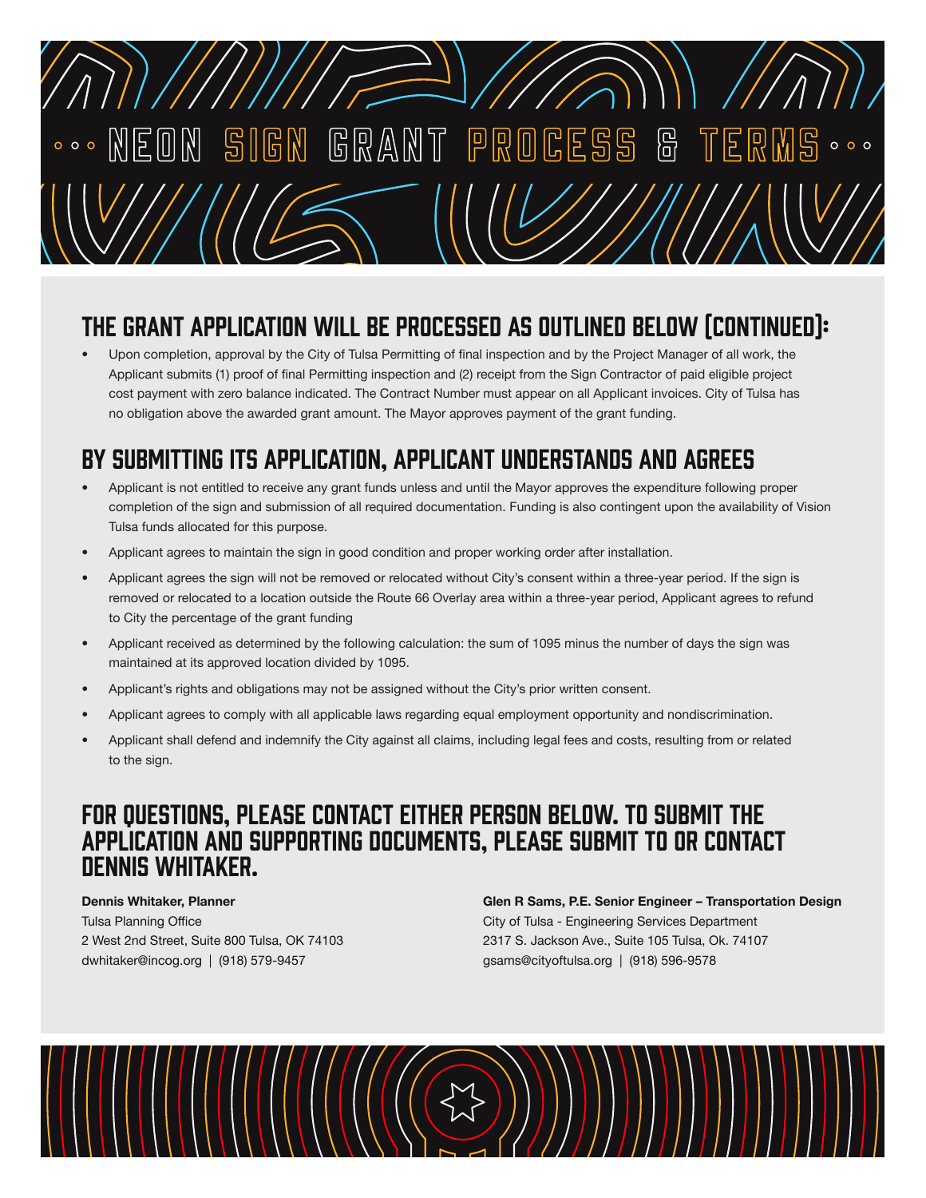# NEON SIGN GRANT PROCESS & TERMS

## THE GRANT APPLICATION WILL BE PROCESSED AS OUTLINED BELOW (CONTINUED):

- Upon completion, approval by the City of Tulsa Permitting of final inspection and by the Project Manager of all work, the Applicant submits (1) proof of final Permitting inspection and (2) receipt from the Sign Contractor of paid eligible project cost payment with zero balance indicated. The Contract Number must appear on all Applicant invoices. City of Tulsa has no obligation above the awarded grant amount. The Mayor approves payment of the grant funding.

## BY SUBMITTING ITS APPLICATION, APPLICANT UNDERSTANDS AND AGREES

- Applicant is not entitled to receive any grant funds unless and until the Mayor approves the expenditure following proper completion of the sign and submission of all required documentation. Funding is also contingent upon the availability of Vision Tulsa funds allocated for this purpose.
- Applicant agrees to maintain the sign in good condition and proper working order after installation.
- Applicant agrees the sign will not be removed or relocated without City's consent within a three-year period. If the sign is removed or relocated to a location outside the Route 66 Overlay area within a three-year period, Applicant agrees to refund to City the percentage of the grant funding
- Applicant received as determined by the following calculation: the sum of 1095 minus the number of days the sign was maintained at its approved location divided by 1095.
- Applicant's rights and obligations may not be assigned without the City's prior written consent.
- Applicant agrees to comply with all applicable laws regarding equal employment opportunity and nondiscrimination.
- Applicant shall defend and indemnify the City against all claims, including legal fees and costs, resulting from or related to the sign.

## FOR QUESTIONS, PLEASE CONTACT EITHER PERSON BELOW. TO SUBMIT THE APPLICATION AND SUPPORTING DOCUMENTS, PLEASE SUBMIT TO OR CONTACT DENNIS WHITAKER.

**Dennis Whitaker, Planner**
Tulsa Planning Office
2 West 2nd Street, Suite 800 Tulsa, OK 74103
dwhitaker@incog.org | (918) 579-9457

**Glen R Sams, P.E. Senior Engineer – Transportation Design**
City of Tulsa - Engineering Services Department
2317 S. Jackson Ave., Suite 105 Tulsa, Ok. 74107
gsams@cityoftulsa.org | (918) 596-9578